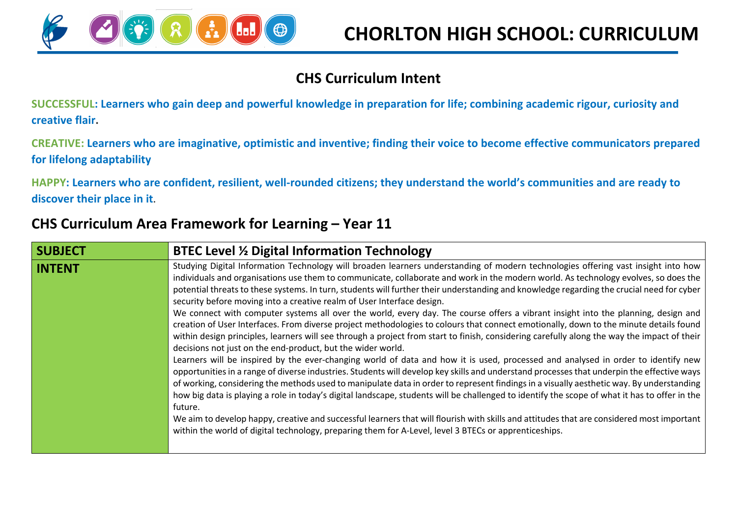# CHORLTON HIGH SCHOOL: CURRICULUM

## CHS Curriculum Intent

**SUCCESSFUL: Learners who gain deep and powerful knowledge in preparation for life; combining academic rigour, curiosity and creative flair.**

**CREATIVE: Learners who are imaginative, optimistic and inventive; finding their voice to become effective communicators prepared for lifelong adaptability**

**HAPPY: Learners who are confident, resilient, well-rounded citizens; they understand the world's communities and are ready to discover their place in it.**

## CHS Curriculum Area Framework for Learning – Year 11

| SUBJECT | BTEC Level ½ Digital Information Technology |
|---|---|
| **INTENT** | Studying Digital Information Technology will broaden learners understanding of modern technologies offering vast insight into how individuals and organisations use them to communicate, collaborate and work in the modern world. As technology evolves, so does the potential threats to these systems. In turn, students will further their understanding and knowledge regarding the crucial need for cyber security before moving into a creative realm of User Interface design.<br>We connect with computer systems all over the world, every day. The course offers a vibrant insight into the planning, design and creation of User Interfaces. From diverse project methodologies to colours that connect emotionally, down to the minute details found within design principles, learners will see through a project from start to finish, considering carefully along the way the impact of their decisions not just on the end-product, but the wider world.<br>Learners will be inspired by the ever-changing world of data and how it is used, processed and analysed in order to identify new opportunities in a range of diverse industries. Students will develop key skills and understand processes that underpin the effective ways of working, considering the methods used to manipulate data in order to represent findings in a visually aesthetic way. By understanding how big data is playing a role in today's digital landscape, students will be challenged to identify the scope of what it has to offer in the future.<br>We aim to develop happy, creative and successful learners that will flourish with skills and attitudes that are considered most important within the world of digital technology, preparing them for A-Level, level 3 BTECs or apprenticeships. |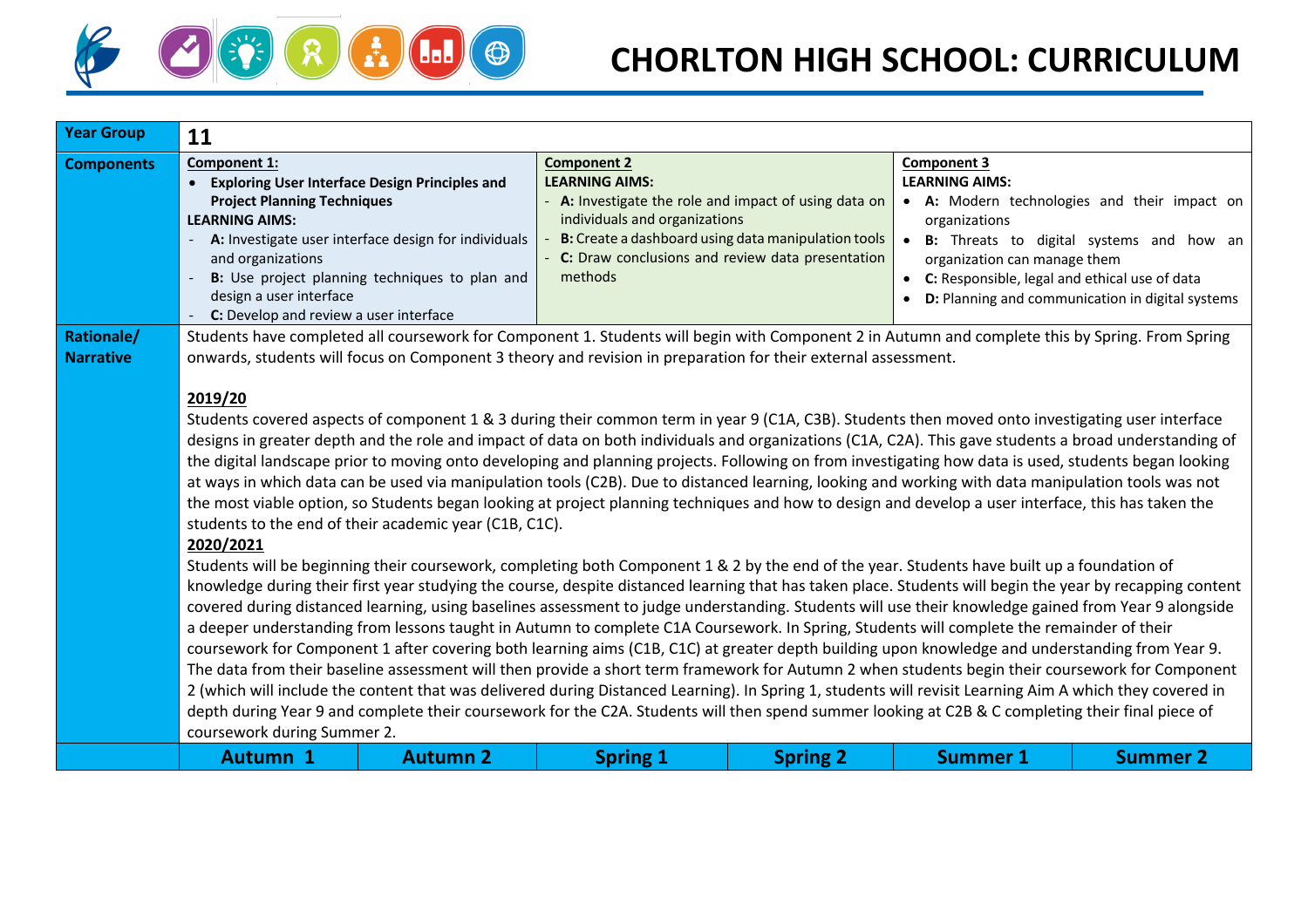# CHORLTON HIGH SCHOOL: CURRICULUM

| Year Group | 11 | | |
|---|---|---|---|
| **Components** | **Component 1:**<br>• **Exploring User Interface Design Principles and Project Planning Techniques**<br>**LEARNING AIMS:**<br>- **A:** Investigate user interface design for individuals and organizations<br>- **B:** Use project planning techniques to plan and design a user interface<br>- **C:** Develop and review a user interface | **Component 2**<br>**LEARNING AIMS:**<br>- **A:** Investigate the role and impact of using data on individuals and organizations<br>- **B:** Create a dashboard using data manipulation tools<br>- **C:** Draw conclusions and review data presentation methods | **Component 3**<br>**LEARNING AIMS:**<br>• **A:** Modern technologies and their impact on organizations<br>• **B:** Threats to digital systems and how an organization can manage them<br>• **C:** Responsible, legal and ethical use of data<br>• **D:** Planning and communication in digital systems |
| **Rationale/ Narrative** | Students have completed all coursework for Component 1. Students will begin with Component 2 in Autumn and complete this by Spring. From Spring onwards, students will focus on Component 3 theory and revision in preparation for their external assessment.<br><br>**2019/20**<br>Students covered aspects of component 1 & 3 during their common term in year 9 (C1A, C3B). Students then moved onto investigating user interface designs in greater depth and the role and impact of data on both individuals and organizations (C1A, C2A). This gave students a broad understanding of the digital landscape prior to moving onto developing and planning projects. Following on from investigating how data is used, students began looking at ways in which data can be used via manipulation tools (C2B). Due to distanced learning, looking and working with data manipulation tools was not the most viable option, so Students began looking at project planning techniques and how to design and develop a user interface, this has taken the students to the end of their academic year (C1B, C1C).<br>**2020/2021**<br>Students will be beginning their coursework, completing both Component 1 & 2 by the end of the year. Students have built up a foundation of knowledge during their first year studying the course, despite distanced learning that has taken place. Students will begin the year by recapping content covered during distanced learning, using baselines assessment to judge understanding. Students will use their knowledge gained from Year 9 alongside a deeper understanding from lessons taught in Autumn to complete C1A Coursework. In Spring, Students will complete the remainder of their coursework for Component 1 after covering both learning aims (C1B, C1C) at greater depth building upon knowledge and understanding from Year 9. The data from their baseline assessment will then provide a short term framework for Autumn 2 when students begin their coursework for Component 2 (which will include the content that was delivered during Distanced Learning). In Spring 1, students will revisit Learning Aim A which they covered in depth during Year 9 and complete their coursework for the C2A. Students will then spend summer looking at C2B & C completing their final piece of coursework during Summer 2. | | |

| | Autumn 1 | Autumn 2 | Spring 1 | Spring 2 | Summer 1 | Summer 2 |
|---|---|---|---|---|---|---|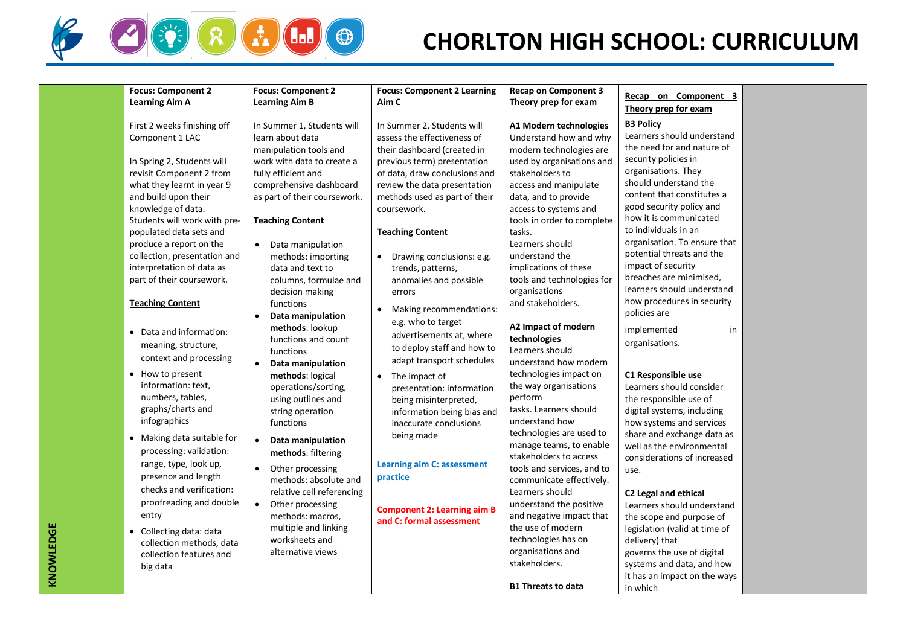# CHORLTON HIGH SCHOOL: CURRICULUM

| KNOWLEDGE | Focus: Component 2 Learning Aim A | Focus: Component 2 Learning Aim B | Focus: Component 2 Learning Aim C | Recap on Component 3 Theory prep for exam | Recap on Component 3 Theory prep for exam | |
|---|---|---|---|---|---|---|
| | First 2 weeks finishing off Component 1 LAC<br><br>In Spring 2, Students will revisit Component 2 from what they learnt in year 9 and build upon their knowledge of data. Students will work with pre-populated data sets and produce a report on the collection, presentation and interpretation of data as part of their coursework.<br><br>**Teaching Content**<br><br>• Data and information: meaning, structure, context and processing<br>• How to present information: text, numbers, tables, graphs/charts and infographics<br>• Making data suitable for processing: validation: range, type, look up, presence and length checks and verification: proofreading and double entry<br>• Collecting data: data collection methods, data collection features and big data | In Summer 1, Students will learn about data manipulation tools and work with data to create a fully efficient and comprehensive dashboard as part of their coursework.<br><br>**Teaching Content**<br><br>• Data manipulation methods: importing data and text to columns, formulae and decision making functions<br>• **Data manipulation methods**: lookup functions and count functions<br>• **Data manipulation methods**: logical operations/sorting, using outlines and string operation functions<br>• **Data manipulation methods**: filtering<br>• Other processing methods: absolute and relative cell referencing<br>• Other processing methods: macros, multiple and linking worksheets and alternative views | In Summer 2, Students will assess the effectiveness of their dashboard (created in previous term) presentation of data, draw conclusions and review the data presentation methods used as part of their coursework.<br><br>**Teaching Content**<br><br>• Drawing conclusions: e.g. trends, patterns, anomalies and possible errors<br>• Making recommendations: e.g. who to target advertisements at, where to deploy staff and how to adapt transport schedules<br>• The impact of presentation: information being misinterpreted, information being bias and inaccurate conclusions being made<br><br>**Learning aim C: assessment practice**<br><br>**Component 2: Learning aim B and C: formal assessment** | **A1 Modern technologies**<br>Understand how and why modern technologies are used by organisations and stakeholders to access and manipulate data, and to provide access to systems and tools in order to complete tasks.<br>Learners should understand the implications of these tools and technologies for organisations and stakeholders.<br><br>**A2 Impact of modern technologies**<br>Learners should understand how modern technologies impact on the way organisations perform tasks. Learners should understand how technologies are used to manage teams, to enable stakeholders to access tools and services, and to communicate effectively. Learners should understand the positive and negative impact that the use of modern technologies has on organisations and stakeholders.<br><br>**B1 Threats to data** | **B3 Policy**<br>Learners should understand the need for and nature of security policies in organisations. They should understand the content that constitutes a good security policy and how it is communicated to individuals in an organisation. To ensure that potential threats and the impact of security breaches are minimised, learners should understand how procedures in security policies are implemented in organisations.<br><br>**C1 Responsible use**<br>Learners should consider the responsible use of digital systems, including how systems and services share and exchange data as well as the environmental considerations of increased use.<br><br>**C2 Legal and ethical**<br>Learners should understand the scope and purpose of legislation (valid at time of delivery) that governs the use of digital systems and data, and how it has an impact on the ways in which | |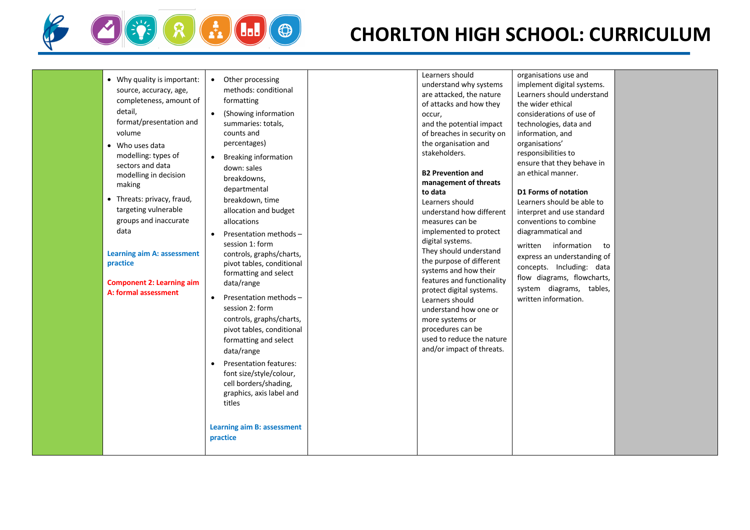| | | | | | | |
|---|---|---|---|---|---|---|
| | • Why quality is important: source, accuracy, age, completeness, amount of detail, format/presentation and volume<br>• Who uses data modelling: types of sectors and data modelling in decision making<br>• Threats: privacy, fraud, targeting vulnerable groups and inaccurate data<br><br>**Learning aim A: assessment practice**<br><br>**Component 2: Learning aim A: formal assessment** | • Other processing methods: conditional formatting<br>• (Showing information summaries: totals, counts and percentages)<br>• Breaking information down: sales breakdowns, departmental breakdown, time allocation and budget allocations<br>• Presentation methods – session 1: form controls, graphs/charts, pivot tables, conditional formatting and select data/range<br>• Presentation methods – session 2: form controls, graphs/charts, pivot tables, conditional formatting and select data/range<br>• Presentation features: font size/style/colour, cell borders/shading, graphics, axis label and titles<br><br>**Learning aim B: assessment practice** | | Learners should understand why systems are attacked, the nature of attacks and how they occur, and the potential impact of breaches in security on the organisation and stakeholders.<br><br>**B2 Prevention and management of threats to data**<br>Learners should understand how different measures can be implemented to protect digital systems. They should understand the purpose of different systems and how their features and functionality protect digital systems. Learners should understand how one or more systems or procedures can be used to reduce the nature and/or impact of threats. | organisations use and implement digital systems. Learners should understand the wider ethical considerations of use of technologies, data and information, and organisations' responsibilities to ensure that they behave in an ethical manner.<br><br>**D1 Forms of notation**<br>Learners should be able to interpret and use standard conventions to combine diagrammatical and written information to express an understanding of concepts. Including: data flow diagrams, flowcharts, system diagrams, tables, written information. | |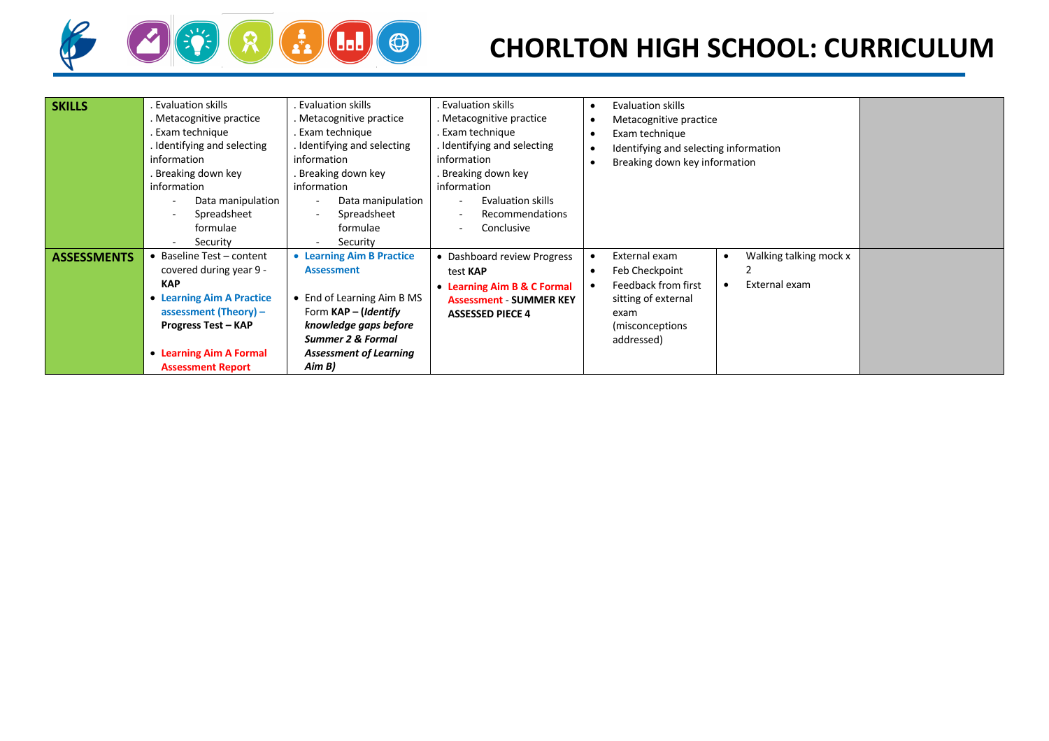# CHORLTON HIGH SCHOOL: CURRICULUM

| | | | | | | |
|---|---|---|---|---|---|---|
| **SKILLS** | . Evaluation skills<br>. Metacognitive practice<br>. Exam technique<br>. Identifying and selecting information<br>. Breaking down key information<br>- Data manipulation<br>- Spreadsheet formulae<br>- Security | . Evaluation skills<br>. Metacognitive practice<br>. Exam technique<br>. Identifying and selecting information<br>. Breaking down key information<br>- Data manipulation<br>- Spreadsheet formulae<br>- Security | . Evaluation skills<br>. Metacognitive practice<br>. Exam technique<br>. Identifying and selecting information<br>. Breaking down key information<br>- Evaluation skills<br>- Recommendations<br>- Conclusive | • Evaluation skills<br>• Metacognitive practice<br>• Exam technique<br>• Identifying and selecting information<br>• Breaking down key information | | |
| **ASSESSMENTS** | • Baseline Test – content covered during year 9 - **KAP**<br>• **Learning Aim A Practice assessment (Theory) – Progress Test – KAP**<br>• **Learning Aim A Formal Assessment Report** | • **Learning Aim B Practice Assessment**<br>• End of Learning Aim B MS Form **KAP – (*Identify knowledge gaps before Summer 2 & Formal Assessment of Learning Aim B)*** | • Dashboard review Progress test **KAP**<br>• **Learning Aim B & C Formal Assessment - SUMMER KEY ASSESSED PIECE 4** | • External exam<br>• Feb Checkpoint<br>• Feedback from first sitting of external exam (misconceptions addressed) | • Walking talking mock x 2<br>• External exam | |